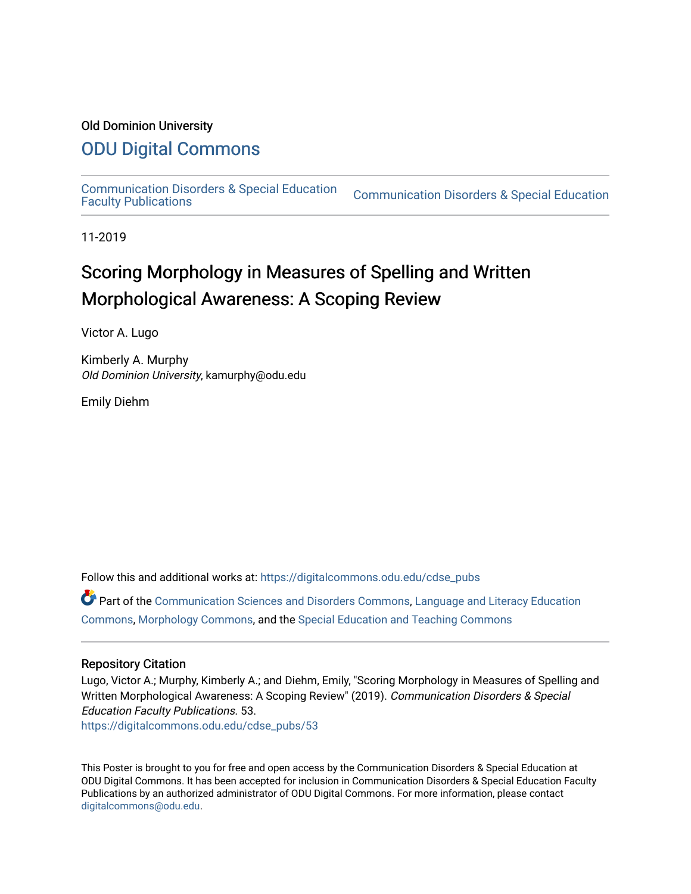Old Dominion University

# ODU Digital Commons

Communication Disorders & Special Education Faculty Publications | Communication Disorders & Special Education

11-2019

# Scoring Morphology in Measures of Spelling and Written Morphological Awareness: A Scoping Review

Victor A. Lugo

Kimberly A. Murphy
*Old Dominion University*, kamurphy@odu.edu

Emily Diehm

Follow this and additional works at: https://digitalcommons.odu.edu/cdse_pubs

Part of the Communication Sciences and Disorders Commons, Language and Literacy Education Commons, Morphology Commons, and the Special Education and Teaching Commons

## Repository Citation

Lugo, Victor A.; Murphy, Kimberly A.; and Diehm, Emily, "Scoring Morphology in Measures of Spelling and Written Morphological Awareness: A Scoping Review" (2019). *Communication Disorders & Special Education Faculty Publications*. 53.
https://digitalcommons.odu.edu/cdse_pubs/53

This Poster is brought to you for free and open access by the Communication Disorders & Special Education at ODU Digital Commons. It has been accepted for inclusion in Communication Disorders & Special Education Faculty Publications by an authorized administrator of ODU Digital Commons. For more information, please contact digitalcommons@odu.edu.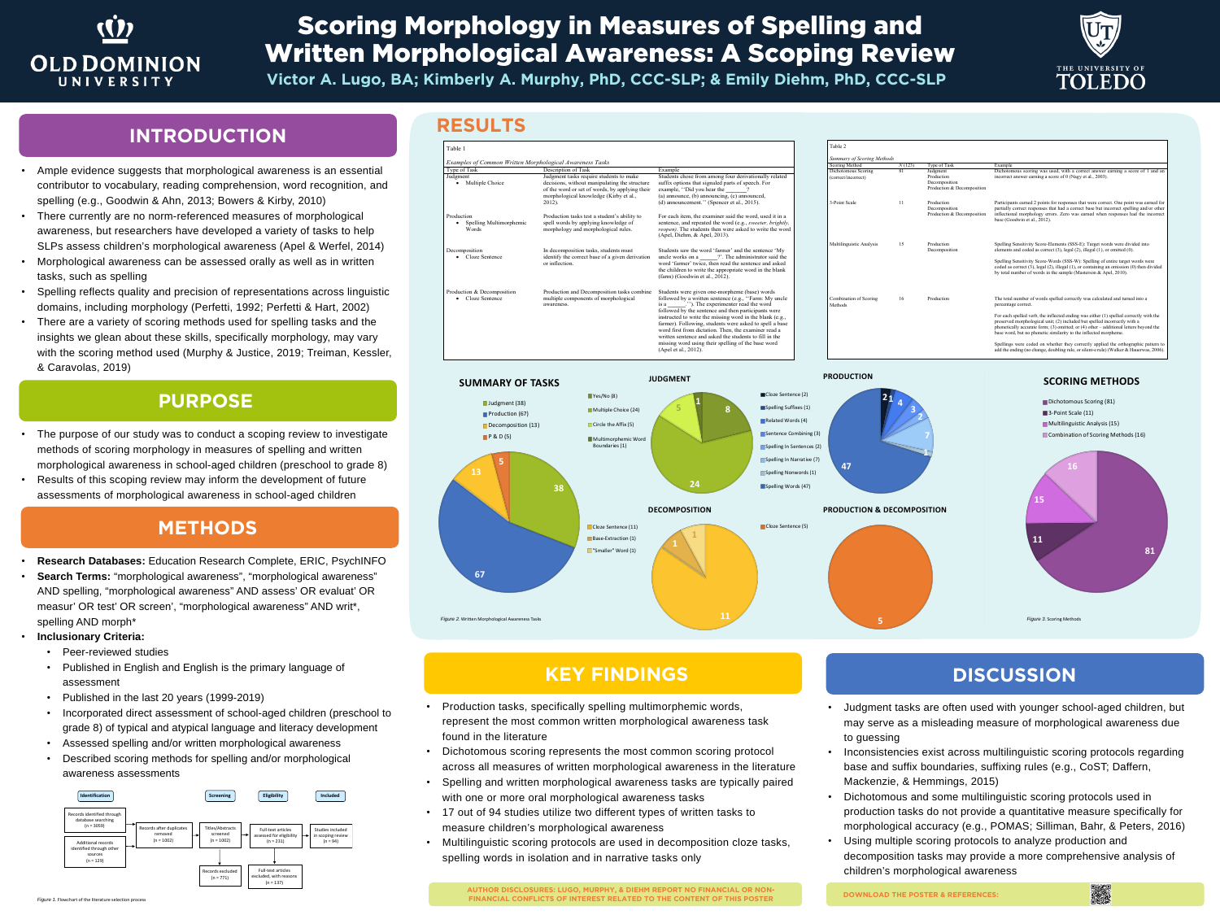# Scoring Morphology in Measures of Spelling and Written Morphological Awareness: A Scoping Review

**Victor A. Lugo, BA; Kimberly A. Murphy, PhD, CCC-SLP; & Emily Diehm, PhD, CCC-SLP**

OLD DOMINION UNIVERSITY

THE UNIVERSITY OF TOLEDO

## INTRODUCTION

- Ample evidence suggests that morphological awareness is an essential contributor to vocabulary, reading comprehension, word recognition, and spelling (e.g., Goodwin & Ahn, 2013; Bowers & Kirby, 2010)
- There currently are no norm-referenced measures of morphological awareness, but researchers have developed a variety of tasks to help SLPs assess children's morphological awareness (Apel & Werfel, 2014)
- Morphological awareness can be assessed orally as well as in written tasks, such as spelling
- Spelling reflects quality and precision of representations across linguistic domains, including morphology (Perfetti, 1992; Perfetti & Hart, 2002)
- There are a variety of scoring methods used for spelling tasks and the insights we glean about these skills, specifically morphology, may vary with the scoring method used (Murphy & Justice, 2019; Treiman, Kessler, & Caravolas, 2019)

## PURPOSE

- The purpose of our study was to conduct a scoping review to investigate methods of scoring morphology in measures of spelling and written morphological awareness in school-aged children (preschool to grade 8)
- Results of this scoping review may inform the development of future assessments of morphological awareness in school-aged children

## METHODS

- **Research Databases:** Education Research Complete, ERIC, PsychINFO
- **Search Terms:** "morphological awareness", "morphological awareness" AND spelling, "morphological awareness" AND assess' OR evaluat' OR measur' OR test' OR screen', "morphological awareness" AND writ*, spelling AND morph*
- **Inclusionary Criteria:**
  - Peer-reviewed studies
  - Published in English and English is the primary language of assessment
  - Published in the last 20 years (1999-2019)
  - Incorporated direct assessment of school-aged children (preschool to grade 8) of typical and atypical language and literacy development
  - Assessed spelling and/or written morphological awareness
  - Described scoring methods for spelling and/or morphological awareness assessments

Identification | Screening | Eligibility | Included

Records identified through database searching (n = 3059)

Additional records identified through other sources (n = 129)

Records after duplicates removed (n = 1002)

Titles/Abstracts screened (n = 1002)

Records excluded (n = 771)

Full-text articles assessed for eligibility (n = 231)

Full-text articles excluded, with reasons (n = 137)

Studies included in scoping review (n = 94)

*Figure 1.* Flowchart of the literature selection process

## RESULTS

Table 1

*Examples of Common Written Morphological Awareness Tasks*

| Type of Task | Description of Task | Example |
|---|---|---|
| Judgment<br>• Multiple Choice | Judgment tasks require students to make decisions, without manipulating the structure of the word or set of words, by applying their morphological knowledge (Kirby et al., 2012). | Students chose from among four derivationally related suffix options that signaled parts of speech. For example, "Did you hear the ______? (a) announce, (b) announcing, (c) announced, (d) announcement." (Spencer et al., 2015). |
| Production<br>• Spelling Multimorphemic Words | Production tasks test a student's ability to spell words by applying knowledge of morphology and morphological rules. | For each item, the examiner said the word, used it in a sentence, and repeated the word (e.g., *sweeter, brightly, reopen*). The students then were asked to write the word (Apel, Diehm, & Apel, 2013). |
| Decomposition<br>• Cloze Sentence | In decomposition tasks, students must identify the correct base of a given derivation or inflection. | Students saw the word 'farmer' and the sentence 'My uncle works on a ______?'. The administrator said the word 'farmer' twice, then read the sentence and asked the children to write the appropriate word in the blank (farm) (Goodwin et al., 2012). |
| Production & Decomposition<br>• Cloze Sentence | Production and Decomposition tasks combine multiple components of morphological awareness. | Students were given one-morpheme (base) words followed by a written sentence (e.g., "Farm: My uncle is a ______."). The experimenter read the word followed by the sentence and then participants were instructed to write the missing word in the blank (e.g., farmer). Following, students were asked to spell a base word first from dictation. Then, the examiner read a written sentence and asked the children to fill in the missing word using their spelling of the base word (Apel et al., 2012). |

Table 2

*Summary of Scoring Methods*

| Scoring Method | N (123) | Type of Task | Example |
|---|---|---|---|
| Dichotomous Scoring (correct/incorrect) | 81 | Judgment<br>Production<br>Decomposition<br>Production & Decomposition | Dichotomous scoring was used, with a correct answer earning a score of 1 and an incorrect answer earning a score of 0 (Nagy et al., 2003). |
| 3-Point Scale | 11 | Production<br>Decomposition<br>Production & Decomposition | Participants earned 2 points for responses that were correct. One point was earned for partially correct responses that had a correct base but incorrect spelling and/or other inflectional morphology errors. Zero was earned when responses had the incorrect base (Goodwin et al., 2012). |
| Multilinguistic Analysis | 15 | Production<br>Decomposition | Spelling Sensitivity Score-Elements (SSS-E): Target words were divided into elements and coded as correct (3), legal (2), illegal (1), or omitted (0).<br><br>Spelling Sensitivity Score-Words (SSS-W): Spelling of entire target words were coded as correct (3), legal (2), illegal (1), or containing an omission (0) then divided by total number of words in the sample (Masterson & Apel, 2010). |
| Combination of Scoring Methods | 16 | Production | The total number of words spelled correctly was calculated and turned into a percentage correct.<br><br>For each spelled verb, the inflected ending was either (1) spelled correctly with the preserved morphological unit; (2) included but spelled incorrectly with a phonetically accurate form; (3) omitted; or (4) other – additional letters beyond the base word, but no phonetic similarity to the inflected morpheme.<br><br>Spellings were coded on whether they correctly applied the orthographic pattern to add the ending (no change, doubling rule, or silent-e rule) (Walker & Hauerwas, 2006). |

SUMMARY OF TASKS

Judgment (38)
Production (67)
Decomposition (13)
P & D (5)

38, 67, 13, 5

JUDGMENT

Yes/No (8)
Multiple Choice (24)
Circle the Affix (5)
Multimorphemic Word Boundaries (1)

8, 24, 5, 1

PRODUCTION

Cloze Sentence (2)
Spelling Suffixes (1)
Related Words (4)
Sentence Combining (3)
Spelling In Sentences (2)
Spelling In Narrative (7)
Spelling Nonwords (1)
Spelling Words (47)

2, 1, 4, 3, 2, 7, 1, 47

DECOMPOSITION

Cloze Sentence (11)
Base-Extraction (1)
"Smaller" Word (1)

11, 1, 1

PRODUCTION & DECOMPOSITION

Cloze Sentence (5)

5

*Figure 2.* Written Morphological Awareness Tasks

SCORING METHODS

Dichotomous Scoring (81)
3-Point Scale (11)
Multilinguistic Analysis (15)
Combination of Scoring Methods (16)

81, 11, 15, 16

*Figure 3.* Scoring Methods

## KEY FINDINGS

- Production tasks, specifically spelling multimorphemic words, represent the most common written morphological awareness task found in the literature
- Dichotomous scoring represents the most common scoring protocol across all measures of written morphological awareness in the literature
- Spelling and written morphological awareness tasks are typically paired with one or more oral morphological awareness tasks
- 17 out of 94 studies utilize two different types of written tasks to measure children's morphological awareness
- Multilinguistic scoring protocols are used in decomposition cloze tasks, spelling words in isolation and in narrative tasks only

AUTHOR DISCLOSURES: LUGO, MURPHY, & DIEHM REPORT NO FINANCIAL OR NON-FINANCIAL CONFLICTS OF INTEREST RELATED TO THE CONTENT OF THIS POSTER

## DISCUSSION

- Judgment tasks are often used with younger school-aged children, but may serve as a misleading measure of morphological awareness due to guessing
- Inconsistencies exist across multilinguistic scoring protocols regarding base and suffix boundaries, suffixing rules (e.g., CoST; Daffern, Mackenzie, & Hemmings, 2015)
- Dichotomous and some multilinguistic scoring protocols used in production tasks do not provide a quantitative measure specifically for morphological accuracy (e.g., POMAS; Silliman, Bahr, & Peters, 2016)
- Using multiple scoring protocols to analyze production and decomposition tasks may provide a more comprehensive analysis of children's morphological awareness

DOWNLOAD THE POSTER & REFERENCES: